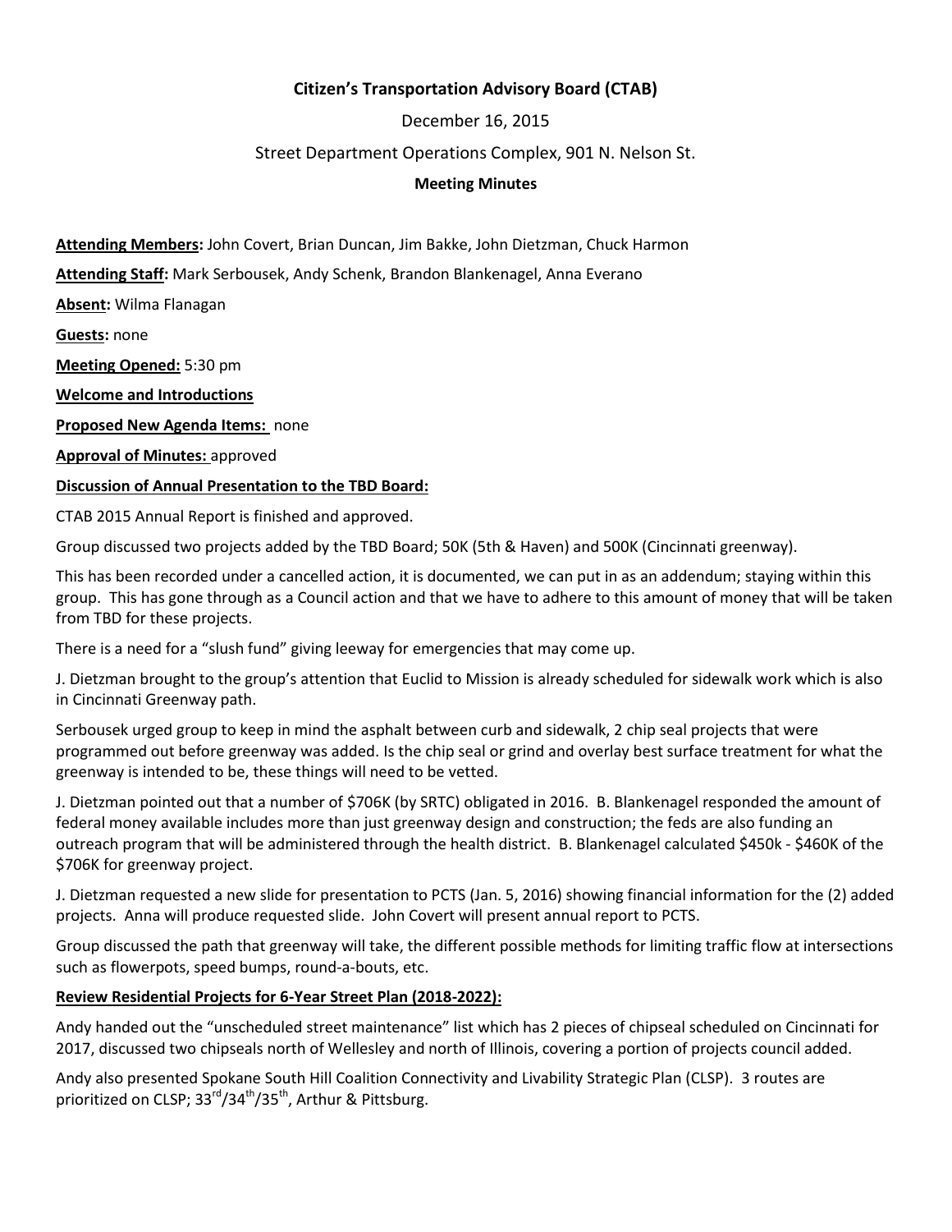**Citizen's Transportation Advisory Board (CTAB)**

December 16, 2015

Street Department Operations Complex, 901 N. Nelson St.

**Meeting Minutes**

**Attending Members:** John Covert, Brian Duncan, Jim Bakke, John Dietzman, Chuck Harmon

**Attending Staff:** Mark Serbousek, Andy Schenk, Brandon Blankenagel, Anna Everano

**Absent:** Wilma Flanagan

**Guests:** none

**Meeting Opened:** 5:30 pm

**Welcome and Introductions**

**Proposed New Agenda Items:** none

**Approval of Minutes:** approved

**Discussion of Annual Presentation to the TBD Board:**

CTAB 2015 Annual Report is finished and approved.

Group discussed two projects added by the TBD Board; 50K (5th & Haven) and 500K (Cincinnati greenway).

This has been recorded under a cancelled action, it is documented, we can put in as an addendum; staying within this group. This has gone through as a Council action and that we have to adhere to this amount of money that will be taken from TBD for these projects.

There is a need for a "slush fund" giving leeway for emergencies that may come up.

J. Dietzman brought to the group's attention that Euclid to Mission is already scheduled for sidewalk work which is also in Cincinnati Greenway path.

Serbousek urged group to keep in mind the asphalt between curb and sidewalk, 2 chip seal projects that were programmed out before greenway was added. Is the chip seal or grind and overlay best surface treatment for what the greenway is intended to be, these things will need to be vetted.

J. Dietzman pointed out that a number of $706K (by SRTC) obligated in 2016. B. Blankenagel responded the amount of federal money available includes more than just greenway design and construction; the feds are also funding an outreach program that will be administered through the health district. B. Blankenagel calculated $450k - $460K of the $706K for greenway project.

J. Dietzman requested a new slide for presentation to PCTS (Jan. 5, 2016) showing financial information for the (2) added projects. Anna will produce requested slide. John Covert will present annual report to PCTS.

Group discussed the path that greenway will take, the different possible methods for limiting traffic flow at intersections such as flowerpots, speed bumps, round-a-bouts, etc.

**Review Residential Projects for 6-Year Street Plan (2018-2022):**

Andy handed out the "unscheduled street maintenance" list which has 2 pieces of chipseal scheduled on Cincinnati for 2017, discussed two chipseals north of Wellesley and north of Illinois, covering a portion of projects council added.

Andy also presented Spokane South Hill Coalition Connectivity and Livability Strategic Plan (CLSP). 3 routes are prioritized on CLSP; 33rd/34th/35th, Arthur & Pittsburg.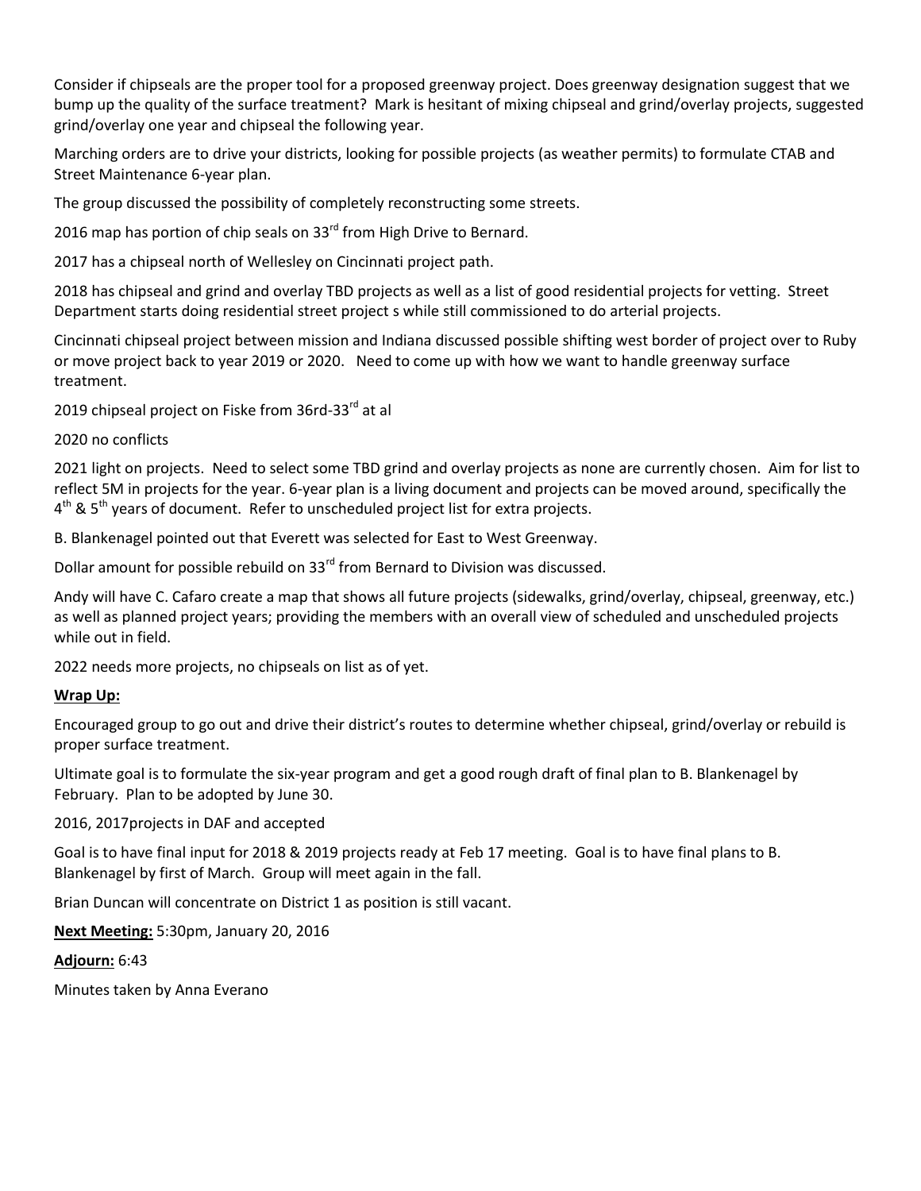Consider if chipseals are the proper tool for a proposed greenway project. Does greenway designation suggest that we bump up the quality of the surface treatment? Mark is hesitant of mixing chipseal and grind/overlay projects, suggested grind/overlay one year and chipseal the following year.

Marching orders are to drive your districts, looking for possible projects (as weather permits) to formulate CTAB and Street Maintenance 6-year plan.

The group discussed the possibility of completely reconstructing some streets.

2016 map has portion of chip seals on 33rd from High Drive to Bernard.

2017 has a chipseal north of Wellesley on Cincinnati project path.

2018 has chipseal and grind and overlay TBD projects as well as a list of good residential projects for vetting. Street Department starts doing residential street project s while still commissioned to do arterial projects.

Cincinnati chipseal project between mission and Indiana discussed possible shifting west border of project over to Ruby or move project back to year 2019 or 2020. Need to come up with how we want to handle greenway surface treatment.

2019 chipseal project on Fiske from 36rd-33rd at al

2020 no conflicts

2021 light on projects. Need to select some TBD grind and overlay projects as none are currently chosen. Aim for list to reflect 5M in projects for the year. 6-year plan is a living document and projects can be moved around, specifically the 4th & 5th years of document. Refer to unscheduled project list for extra projects.

B. Blankenagel pointed out that Everett was selected for East to West Greenway.

Dollar amount for possible rebuild on 33rd from Bernard to Division was discussed.

Andy will have C. Cafaro create a map that shows all future projects (sidewalks, grind/overlay, chipseal, greenway, etc.) as well as planned project years; providing the members with an overall view of scheduled and unscheduled projects while out in field.

2022 needs more projects, no chipseals on list as of yet.

**Wrap Up:**

Encouraged group to go out and drive their district's routes to determine whether chipseal, grind/overlay or rebuild is proper surface treatment.

Ultimate goal is to formulate the six-year program and get a good rough draft of final plan to B. Blankenagel by February. Plan to be adopted by June 30.

2016, 2017projects in DAF and accepted

Goal is to have final input for 2018 & 2019 projects ready at Feb 17 meeting. Goal is to have final plans to B. Blankenagel by first of March. Group will meet again in the fall.

Brian Duncan will concentrate on District 1 as position is still vacant.

**Next Meeting:** 5:30pm, January 20, 2016

**Adjourn:** 6:43

Minutes taken by Anna Everano